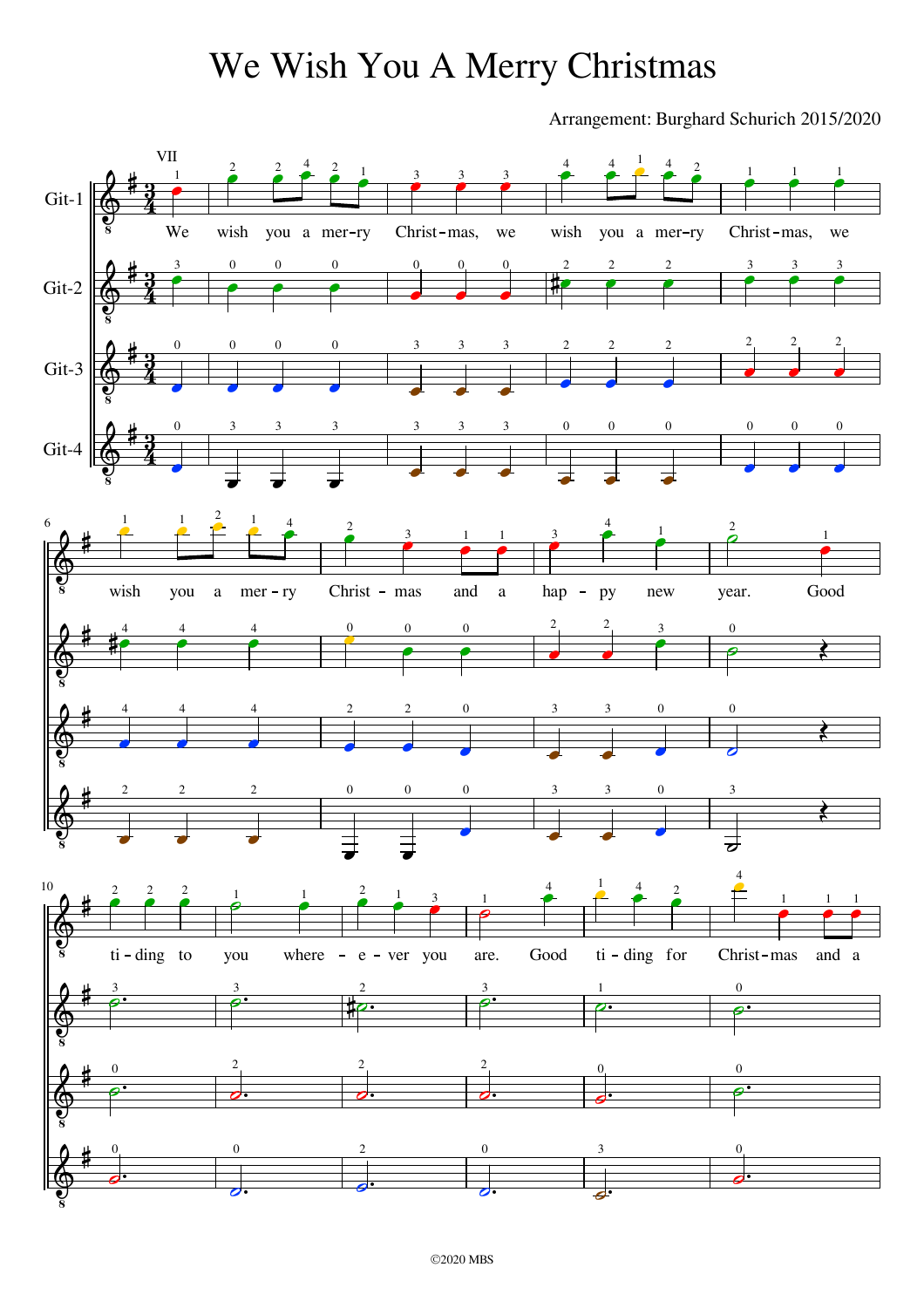# We Wish You A Merry Christmas

Arrangement: Burghard Schurich 2015/2020

Git-1

Git-2

Git-3

Git-4

We wish you a mer-ry Christ-mas, we wish you a mer-ry Christ-mas, we wish you a mer-ry Christ-mas and a hap-py new year. Good ti-ding to you where-e-ver you are. Good ti-ding for Christ-mas and a

©2020 MBS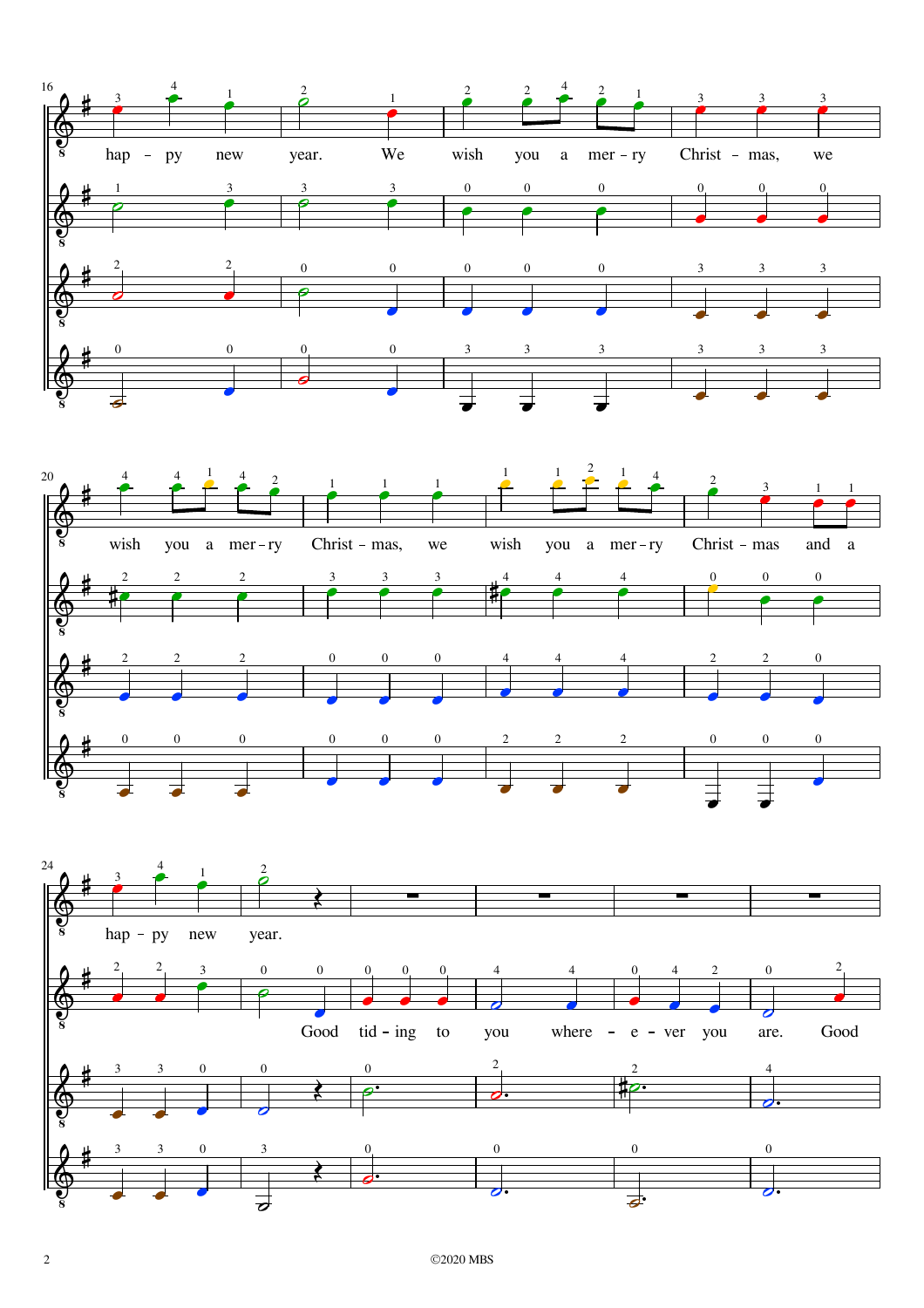16

hap – py new year. We wish you a mer – ry Christ – mas, we

20

wish you a mer – ry Christ – mas, we wish you a mer – ry Christ – mas and a

24

hap – py new year.

Good tid – ing to you where – e – ver you are. Good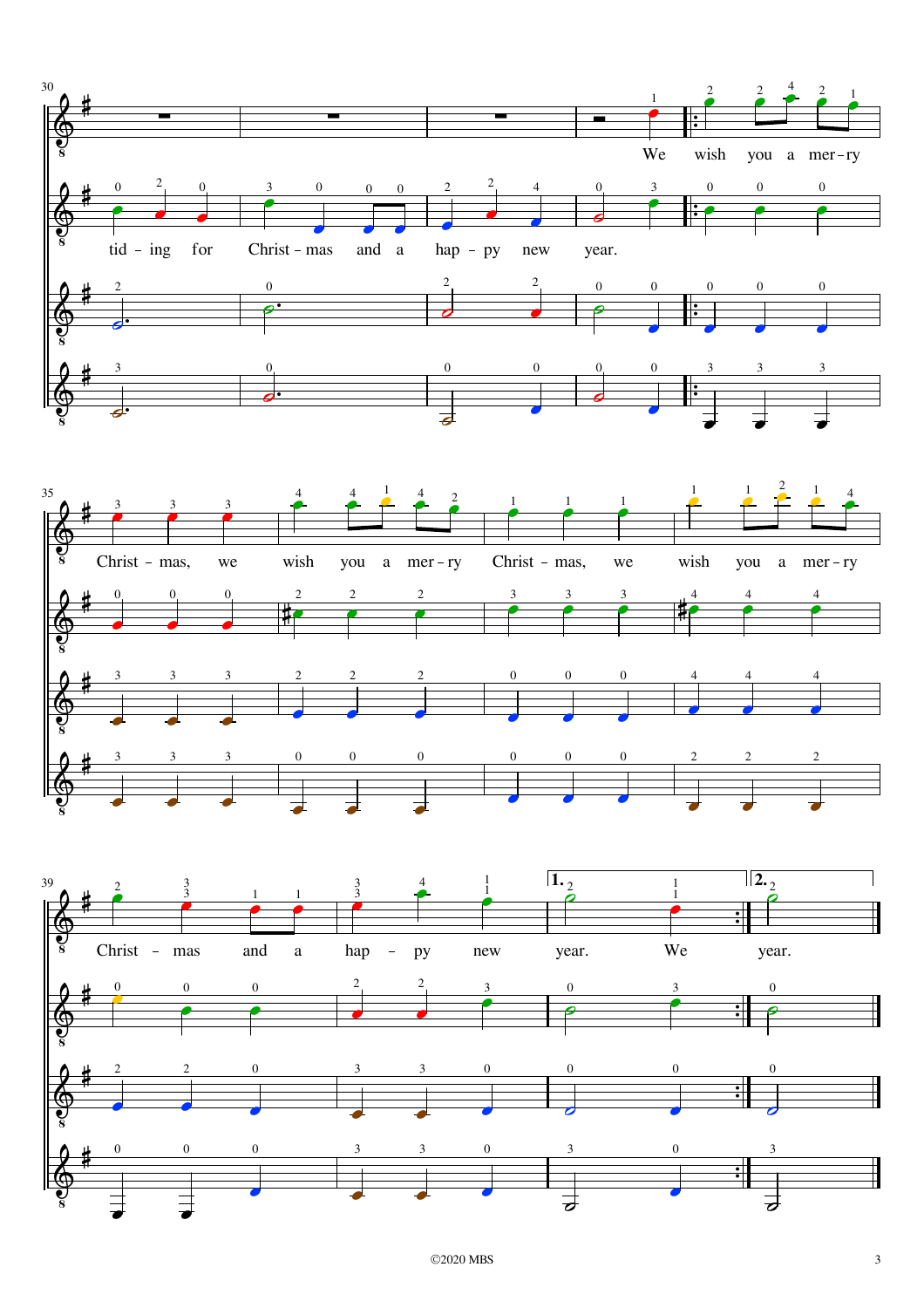We wish you a mer-ry

tid-ing for Christ-mas and a hap-py new year.

Christ-mas, we wish you a mer-ry Christ-mas, we wish you a mer-ry

Christ-mas and a hap-py new year. We year.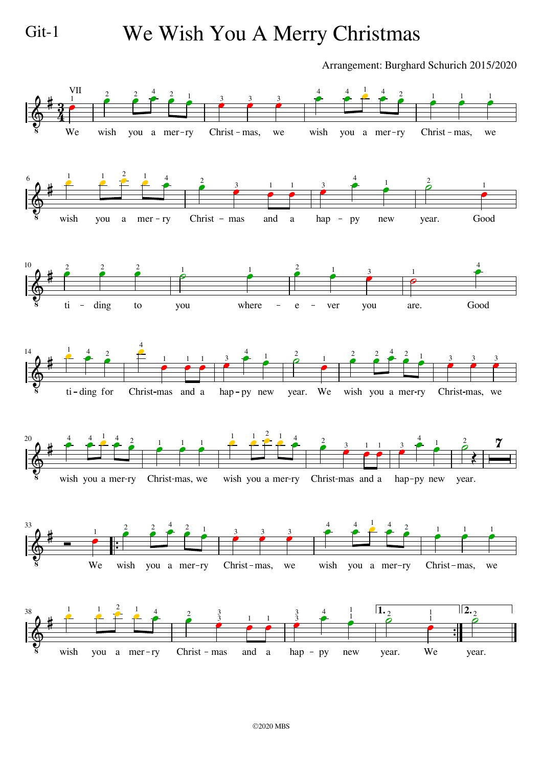Git-1

# We Wish You A Merry Christmas

Arrangement: Burghard Schurich 2015/2020

We wish you a mer-ry Christ-mas, we wish you a mer-ry Christ-mas, we wish you a mer-ry Christ-mas and a hap-py new year. Good ti-ding to you where-e-ver you are. Good ti-ding for Christ-mas and a hap-py new year. We wish you a mer-ry Christ-mas, we wish you a mer-ry Christ-mas, we wish you a mer-ry Christ-mas and a hap-py new year.

We wish you a mer-ry Christ-mas, we wish you a mer-ry Christ-mas, we wish you a mer-ry Christ-mas and a hap-py new year. We year.

©2020 MBS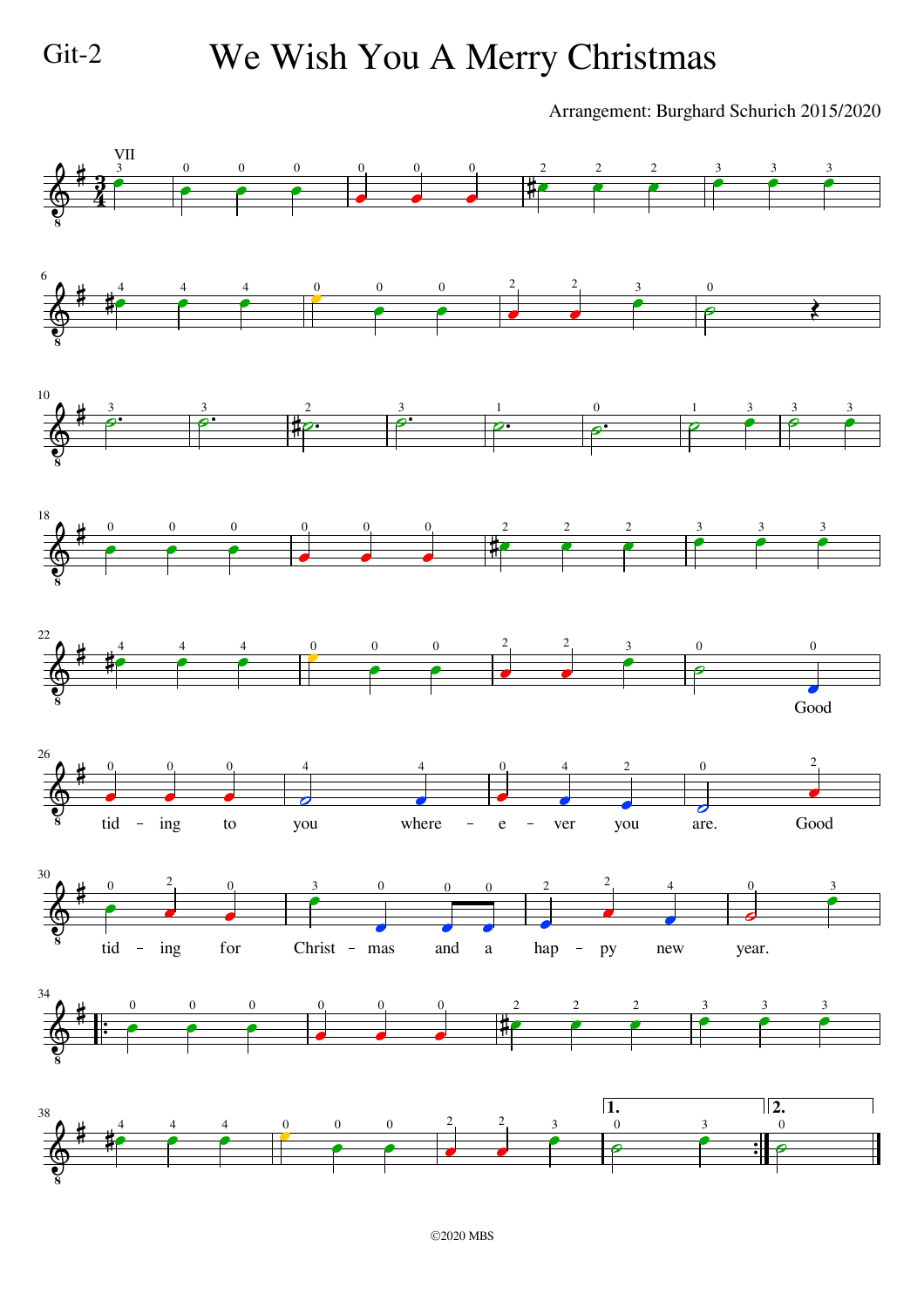Git-2

# We Wish You A Merry Christmas

Arrangement: Burghard Schurich 2015/2020

Good tid – ing to you where – e – ver you are. Good tid – ing for Christ – mas and a hap – py new year.

©2020 MBS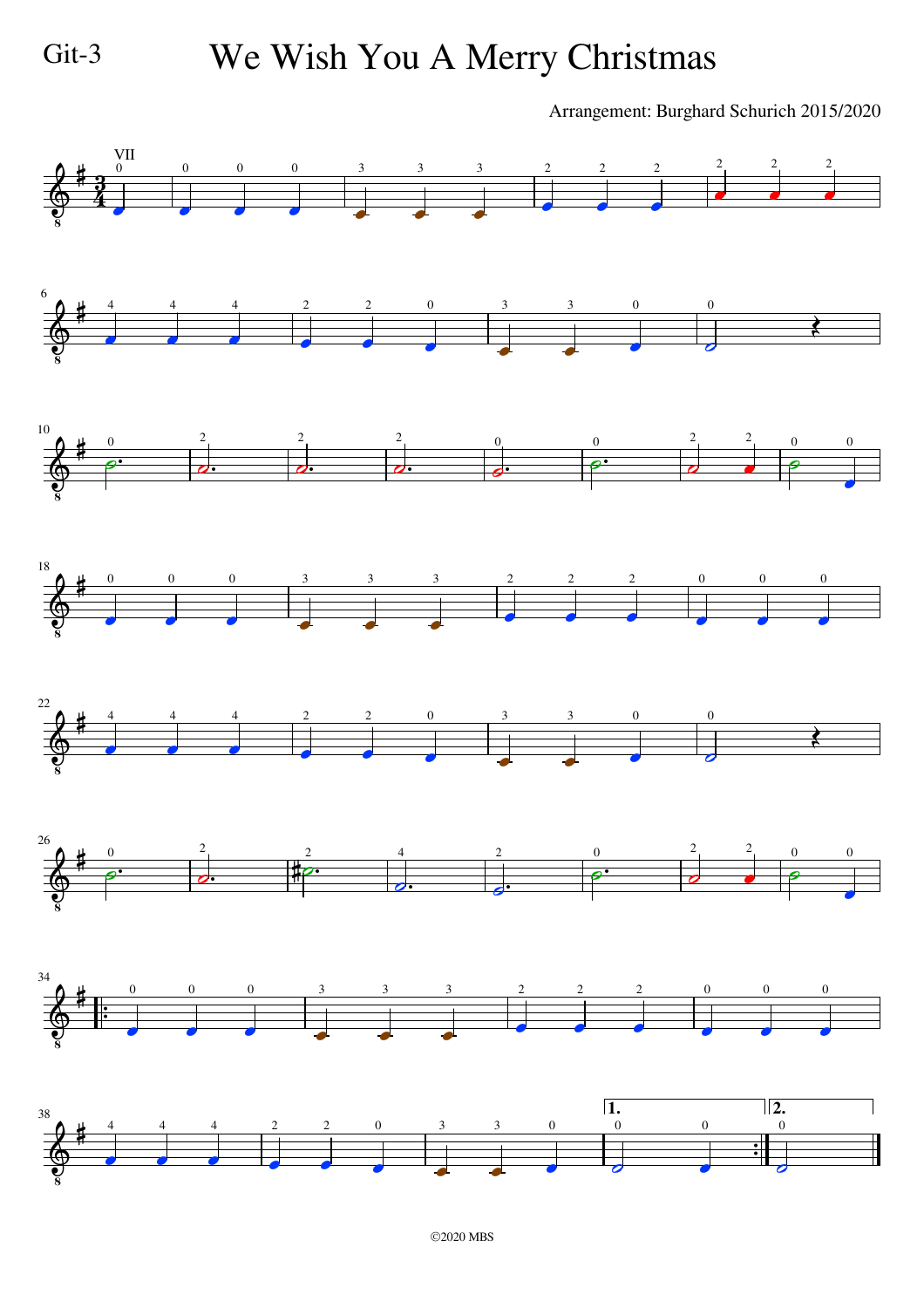Git-3

# We Wish You A Merry Christmas

Arrangement: Burghard Schurich 2015/2020

©2020 MBS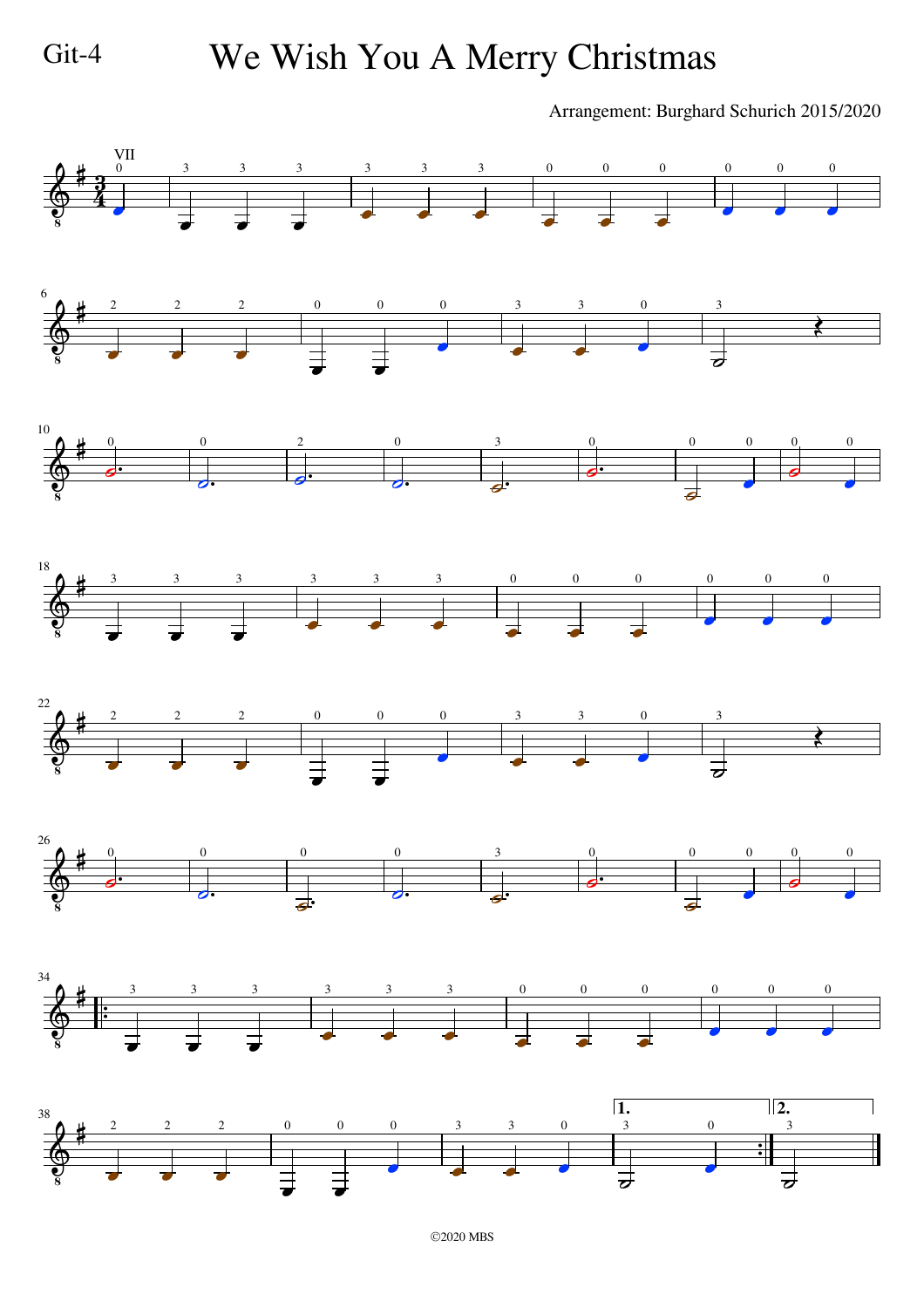Git-4

# We Wish You A Merry Christmas

Arrangement: Burghard Schurich 2015/2020

©2020 MBS